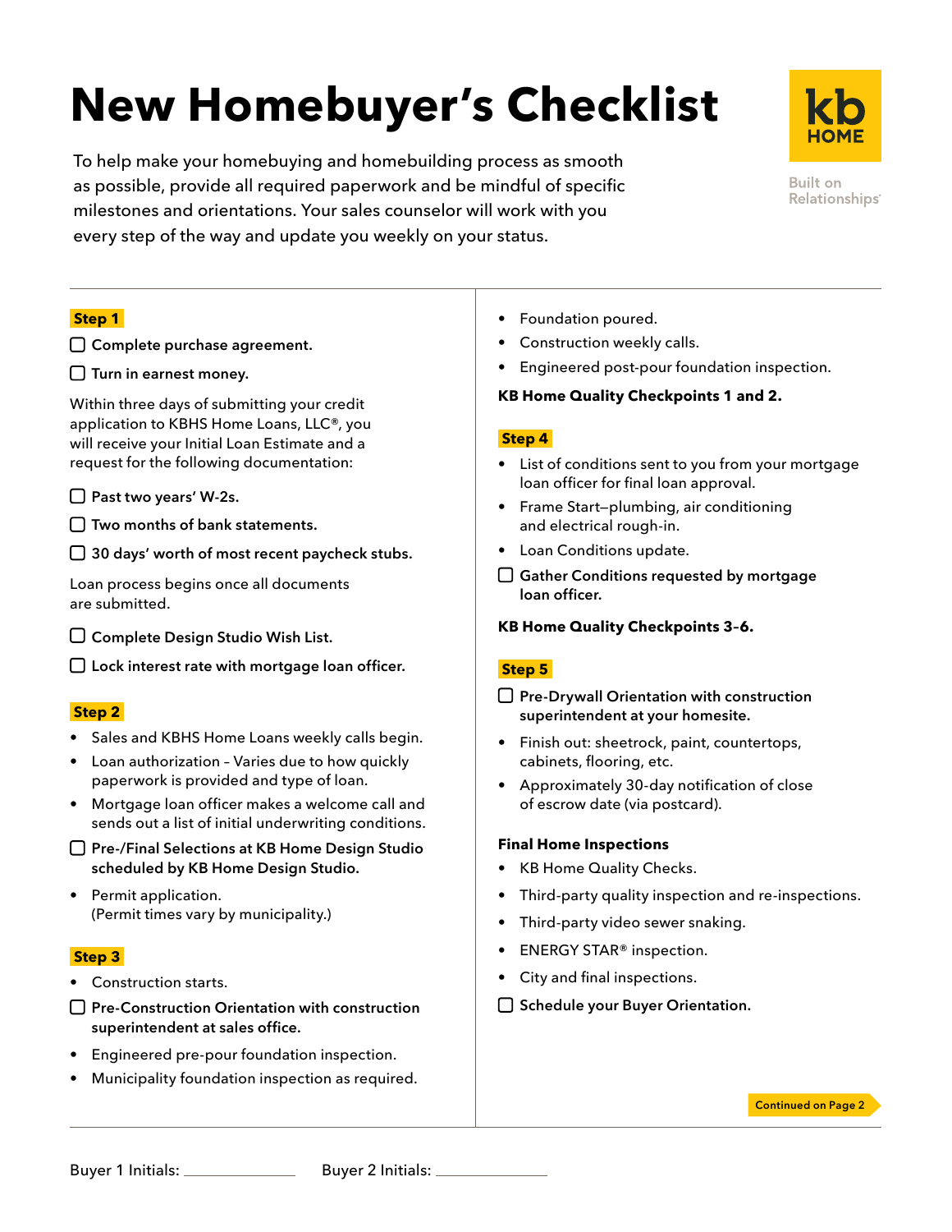# New Homebuyer's Checklist

To help make your homebuying and homebuilding process as smooth as possible, provide all required paperwork and be mindful of specific milestones and orientations. Your sales counselor will work with you every step of the way and update you weekly on your status.

kb HOME

Built on Relationships

## Step 1

- [ ] **Complete purchase agreement.**
- [ ] **Turn in earnest money.**

Within three days of submitting your credit application to KBHS Home Loans, LLC®, you will receive your Initial Loan Estimate and a request for the following documentation:

- [ ] **Past two years' W-2s.**
- [ ] **Two months of bank statements.**
- [ ] **30 days' worth of most recent paycheck stubs.**

Loan process begins once all documents are submitted.

- [ ] **Complete Design Studio Wish List.**
- [ ] **Lock interest rate with mortgage loan officer.**

## Step 2

- Sales and KBHS Home Loans weekly calls begin.
- Loan authorization – Varies due to how quickly paperwork is provided and type of loan.
- Mortgage loan officer makes a welcome call and sends out a list of initial underwriting conditions.
- [ ] **Pre-/Final Selections at KB Home Design Studio scheduled by KB Home Design Studio.**
- Permit application. (Permit times vary by municipality.)

## Step 3

- Construction starts.
- [ ] **Pre-Construction Orientation with construction superintendent at sales office.**
- Engineered pre-pour foundation inspection.
- Municipality foundation inspection as required.
- Foundation poured.
- Construction weekly calls.
- Engineered post-pour foundation inspection.

**KB Home Quality Checkpoints 1 and 2.**

## Step 4

- List of conditions sent to you from your mortgage loan officer for final loan approval.
- Frame Start—plumbing, air conditioning and electrical rough-in.
- Loan Conditions update.
- [ ] **Gather Conditions requested by mortgage loan officer.**

**KB Home Quality Checkpoints 3-6.**

## Step 5

- [ ] **Pre-Drywall Orientation with construction superintendent at your homesite.**
- Finish out: sheetrock, paint, countertops, cabinets, flooring, etc.
- Approximately 30-day notification of close of escrow date (via postcard).

### Final Home Inspections

- KB Home Quality Checks.
- Third-party quality inspection and re-inspections.
- Third-party video sewer snaking.
- ENERGY STAR® inspection.
- City and final inspections.
- [ ] **Schedule your Buyer Orientation.**

**Continued on Page 2**

Buyer 1 Initials: ____________ Buyer 2 Initials: ____________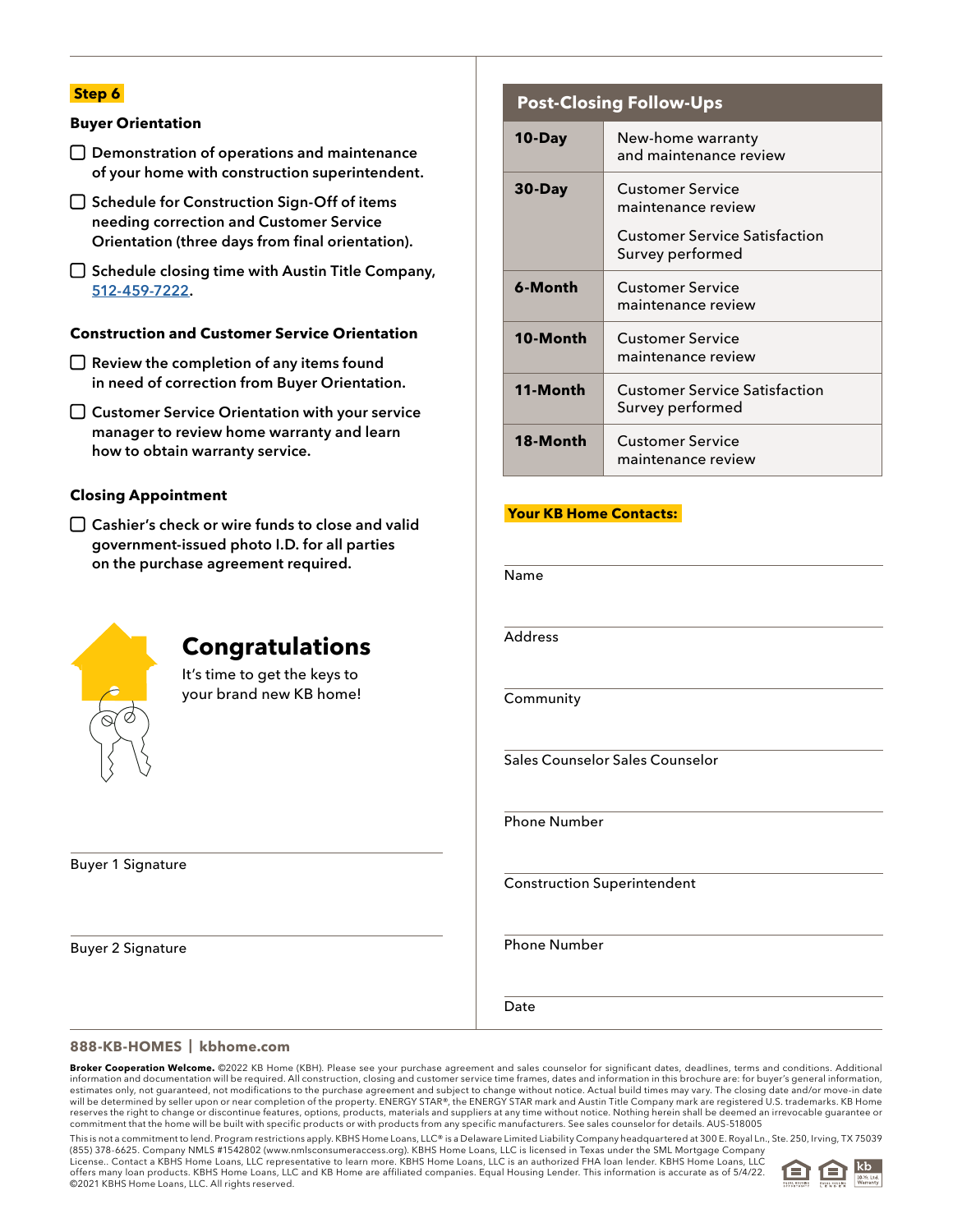## Step 6

### Buyer Orientation

- ☐ Demonstration of operations and maintenance of your home with construction superintendent.
- ☐ Schedule for Construction Sign-Off of items needing correction and Customer Service Orientation (three days from final orientation).
- ☐ Schedule closing time with Austin Title Company, 512-459-7222.

### Construction and Customer Service Orientation

- ☐ Review the completion of any items found in need of correction from Buyer Orientation.
- ☐ Customer Service Orientation with your service manager to review home warranty and learn how to obtain warranty service.

### Closing Appointment

- ☐ Cashier's check or wire funds to close and valid government-issued photo I.D. for all parties on the purchase agreement required.

## Congratulations

It's time to get the keys to your brand new KB home!

Buyer 1 Signature

Buyer 2 Signature

## Post-Closing Follow-Ups

| | |
|---|---|
| **10-Day** | New-home warranty and maintenance review |
| **30-Day** | Customer Service maintenance review<br><br>Customer Service Satisfaction Survey performed |
| **6-Month** | Customer Service maintenance review |
| **10-Month** | Customer Service maintenance review |
| **11-Month** | Customer Service Satisfaction Survey performed |
| **18-Month** | Customer Service maintenance review |

**Your KB Home Contacts:**

Name

Address

Community

Sales Counselor Sales Counselor

Phone Number

Construction Superintendent

Phone Number

Date

**888-KB-HOMES | kbhome.com**

**Broker Cooperation Welcome.** ©2022 KB Home (KBH). Please see your purchase agreement and sales counselor for significant dates, deadlines, terms and conditions. Additional information and documentation will be required. All construction, closing and customer service time frames, dates and information in this brochure are: for buyer's general information, estimates only, not guaranteed, not modifications to the purchase agreement and subject to change without notice. Actual build times may vary. The closing date and/or move-in date will be determined by seller upon or near completion of the property. ENERGY STAR®, the ENERGY STAR mark and Austin Title Company mark are registered U.S. trademarks. KB Home reserves the right to change or discontinue features, options, products, materials and suppliers at any time without notice. Nothing herein shall be deemed an irrevocable guarantee or commitment that the home will be built with specific products or with products from any specific manufacturers. See sales counselor for details. AUS-518005

This is not a commitment to lend. Program restrictions apply. KBHS Home Loans, LLC® is a Delaware Limited Liability Company headquartered at 300 E. Royal Ln., Ste. 250, Irving, TX 75039 (855) 378-6625. Company NMLS #1542802 (www.nmlsconsumeraccess.org). KBHS Home Loans, LLC is licensed in Texas under the SML Mortgage Company License.. Contact a KBHS Home Loans, LLC representative to learn more. KBHS Home Loans, LLC is an authorized FHA loan lender. KBHS Home Loans, LLC offers many loan products. KBHS Home Loans, LLC and KB Home are affiliated companies. Equal Housing Lender. This information is accurate as of 5/4/22. ©2021 KBHS Home Loans, LLC. All rights reserved.